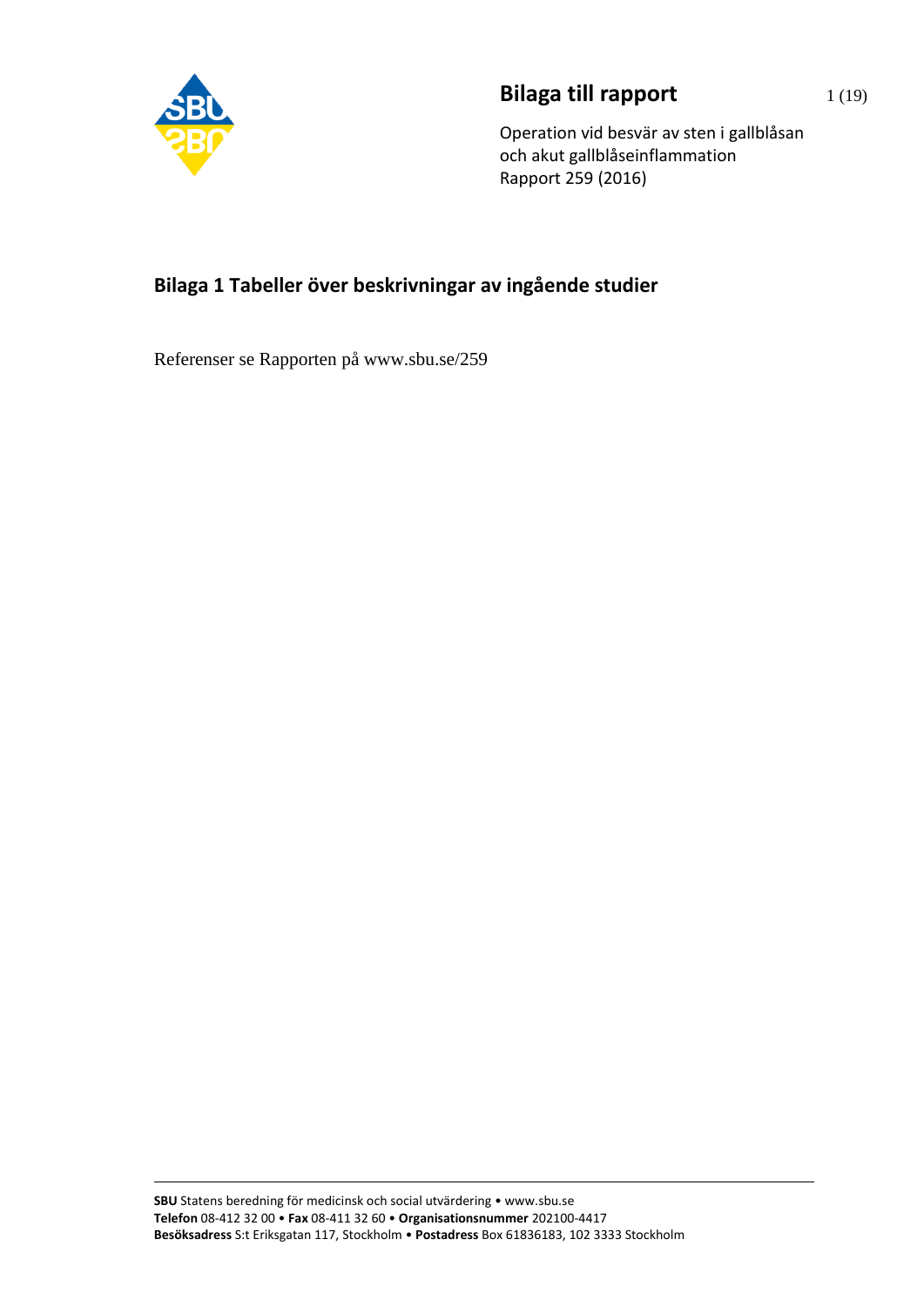# Bilaga till rapport

Operation vid besvär av sten i gallblåsan
och akut gallblåseinflammation
Rapport 259 (2016)

## Bilaga 1 Tabeller över beskrivningar av ingående studier

Referenser se Rapporten på www.sbu.se/259

**SBU** Statens beredning för medicinsk och social utvärdering • www.sbu.se
**Telefon** 08-412 32 00 • **Fax** 08-411 32 60 • **Organisationsnummer** 202100-4417
**Besöksadress** S:t Eriksgatan 117, Stockholm • **Postadress** Box 61836183, 102 3333 Stockholm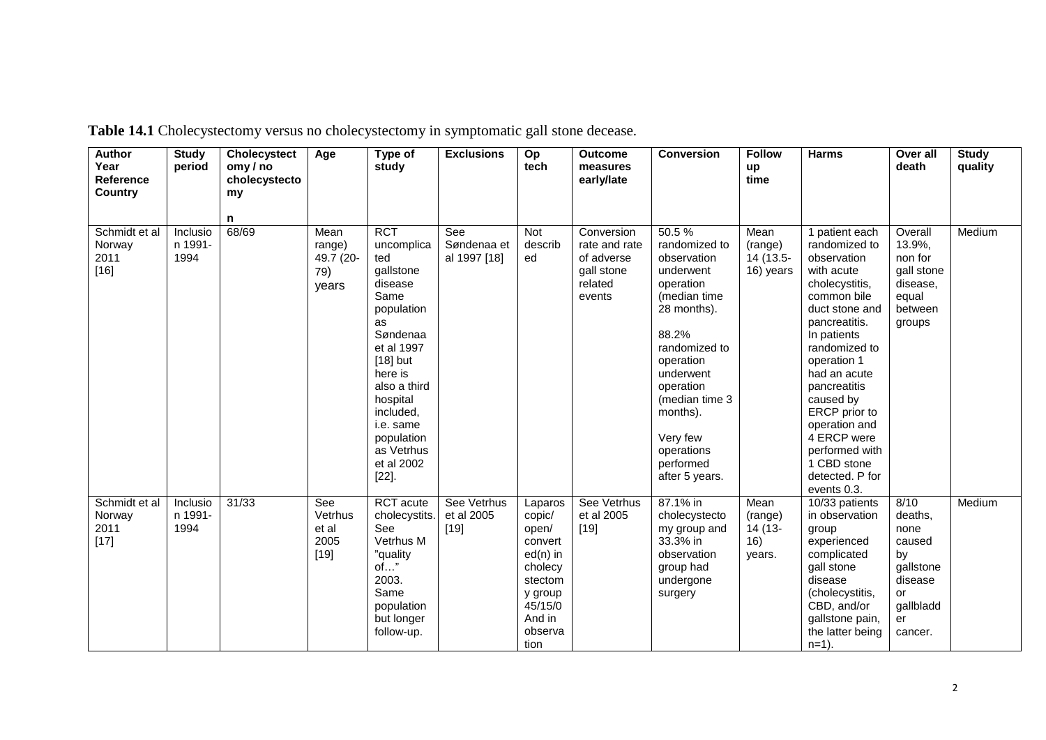**Table 14.1** Cholecystectomy versus no cholecystectomy in symptomatic gall stone decease.

| Author Year Reference Country | Study period | Cholecystectomy / no cholecystectomy n | Age | Type of study | Exclusions | Op tech | Outcome measures early/late | Conversion | Follow up time | Harms | Over all death | Study quality |
|---|---|---|---|---|---|---|---|---|---|---|---|---|
| Schmidt et al Norway 2011 [16] | Inclusion 1991-1994 | 68/69 | Mean range) 49.7 (20-79) years | RCT uncomplicated gallstone disease Same population as Søndenaa et al 1997 [18] but here is also a third hospital included, i.e. same population as Vetrhus et al 2002 [22]. | See Søndenaa et al 1997 [18] | Not described | Conversion rate and rate of adverse gall stone related events | 50.5 % randomized to observation underwent operation (median time 28 months). 88.2% randomized to operation underwent operation (median time 3 months). Very few operations performed after 5 years. | Mean (range) 14 (13.5-16) years | 1 patient each randomized to observation with acute cholecystitis, common bile duct stone and pancreatitis. In patients randomized to operation 1 had an acute pancreatitis caused by ERCP prior to operation and 4 ERCP were performed with 1 CBD stone detected. P for events 0.3. | Overall 13.9%, non for gall stone disease, equal between groups | Medium |
| Schmidt et al Norway 2011 [17] | Inclusion 1991-1994 | 31/33 | See Vetrhus et al 2005 [19] | RCT acute cholecystitis. See Vetrhus M "quality of…" 2003. Same population but longer follow-up. | See Vetrhus et al 2005 [19] | Laparoscopic/ open/ converted(n) in cholecystectomy group 45/15/0 And in observation | See Vetrhus et al 2005 [19] | 87.1% in cholecystectomy group and 33.3% in observation group had undergone surgery | Mean (range) 14 (13-16) years. | 10/33 patients in observation group experienced complicated gall stone disease (cholecystitis, CBD, and/or gallstone pain, the latter being n=1). | 8/10 deaths, none caused by gallstone disease or gallbladder cancer. | Medium |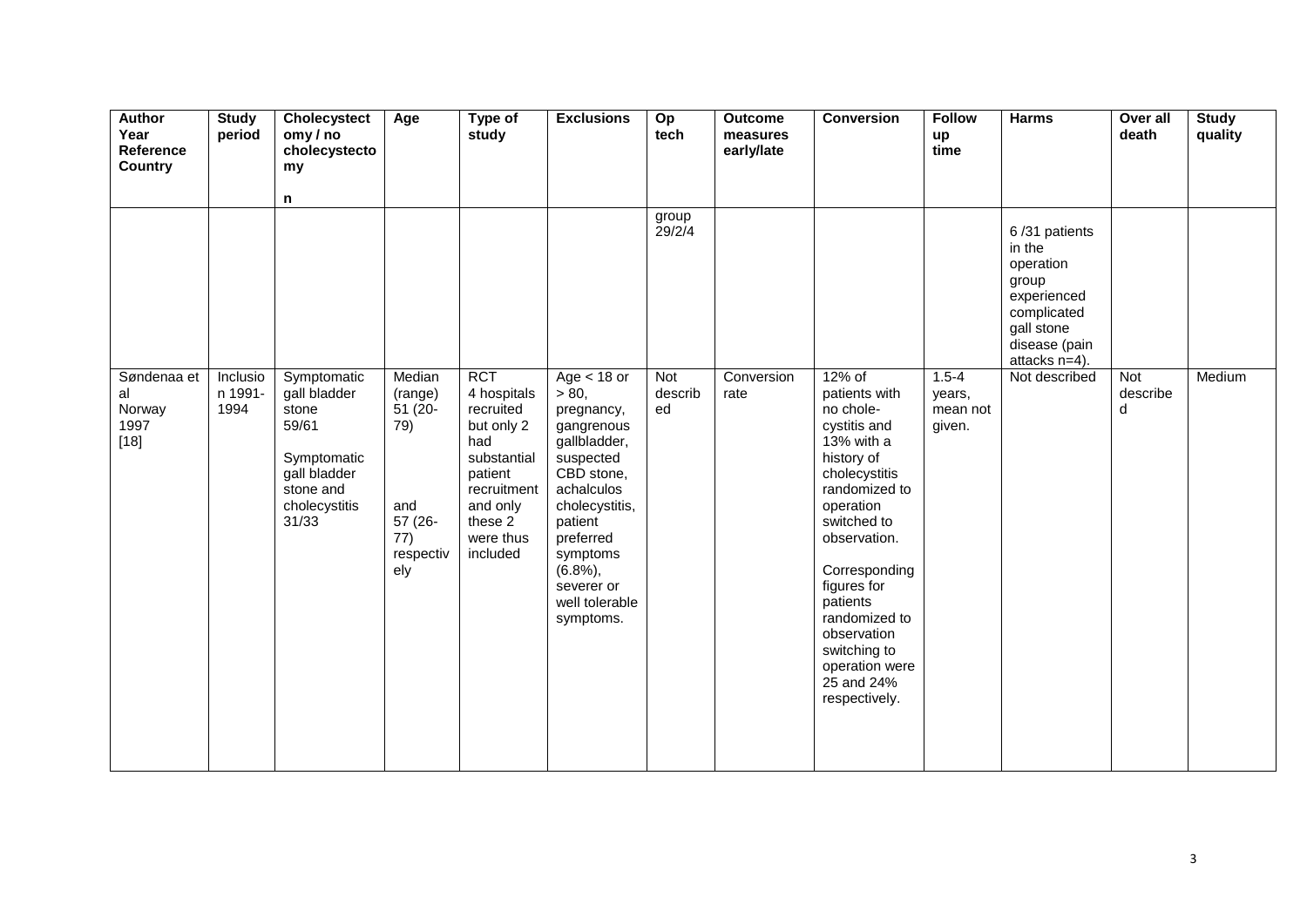| Author Year Reference Country | Study period | Cholecystectomy / no cholecystectomy n | Age | Type of study | Exclusions | Op tech | Outcome measures early/late | Conversion | Follow up time | Harms | Over all death | Study quality |
|---|---|---|---|---|---|---|---|---|---|---|---|---|
| | | | | | | group 29/2/4 | | | | 6 /31 patients in the operation group experienced complicated gall stone disease (pain attacks n=4). | | |
| Søndenaa et al Norway 1997 [18] | Inclusion 1991-1994 | Symptomatic gall bladder stone 59/61 Symptomatic gall bladder stone and cholecystitis 31/33 | Median (range) 51 (20-79) and 57 (26-77) respectively | RCT 4 hospitals recruited but only 2 had substantial patient recruitment and only these 2 were thus included | Age < 18 or > 80, pregnancy, gangrenous gallbladder, suspected CBD stone, achalculos cholecystitis, patient preferred symptoms (6.8%), severer or well tolerable symptoms. | Not described | Conversion rate | 12% of patients with no chole-cystitis and 13% with a history of cholecystitis randomized to operation switched to observation. Corresponding figures for patients randomized to observation switching to operation were 25 and 24% respectively. | 1.5-4 years, mean not given. | Not described | Not described | Medium |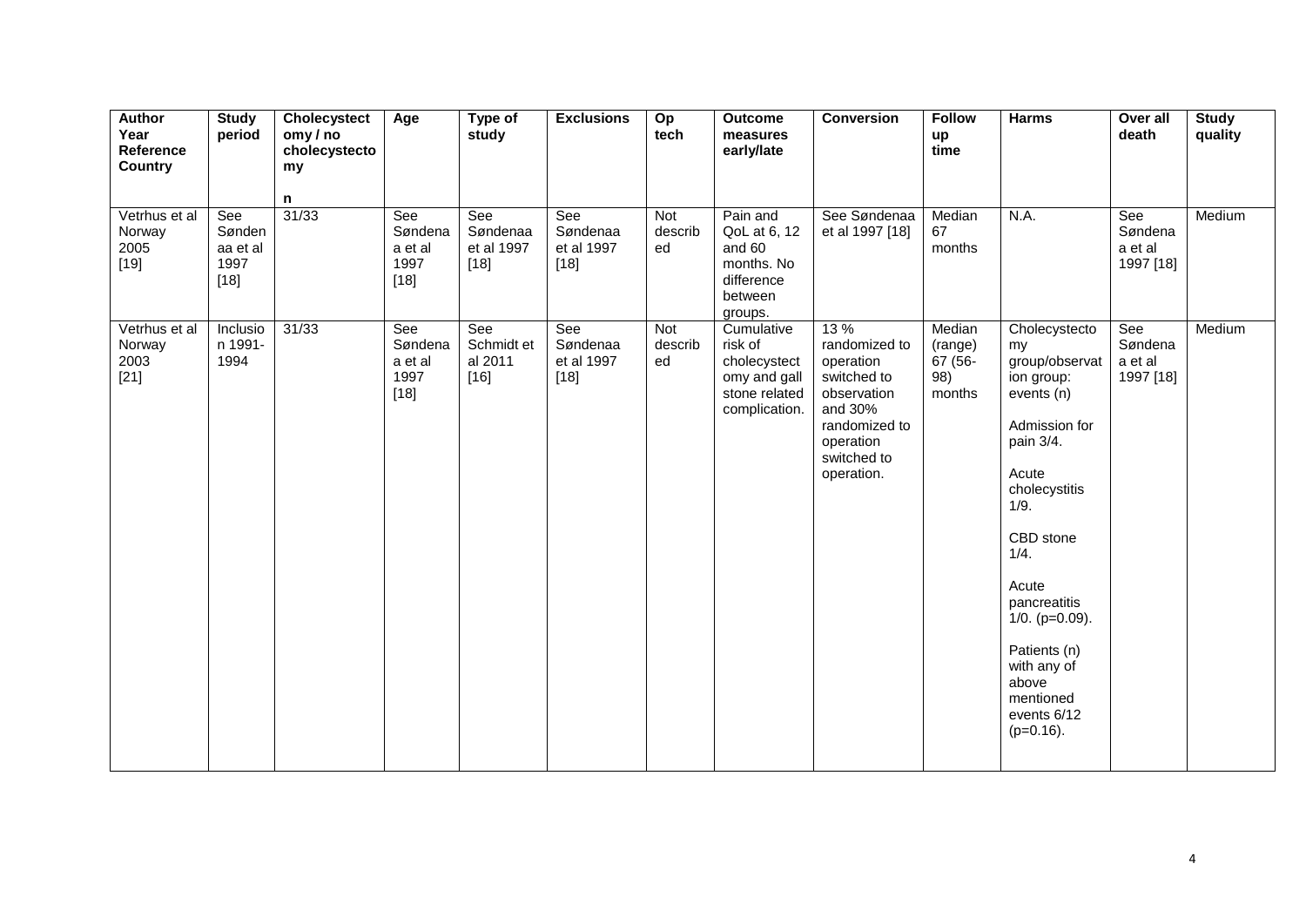| Author Year Reference Country | Study period | Cholecystectomy / no cholecystectomy n | Age | Type of study | Exclusions | Op tech | Outcome measures early/late | Conversion | Follow up time | Harms | Over all death | Study quality |
|---|---|---|---|---|---|---|---|---|---|---|---|---|
| Vetrhus et al Norway 2005 [19] | See Søndenaa et al 1997 [18] | 31/33 | See Søndenaa et al 1997 [18] | See Søndenaa et al 1997 [18] | See Søndenaa et al 1997 [18] | Not described | Pain and QoL at 6, 12 and 60 months. No difference between groups. | See Søndenaa et al 1997 [18] | Median 67 months | N.A. | See Søndenaa et al 1997 [18] | Medium |
| Vetrhus et al Norway 2003 [21] | Inclusion 1991-1994 | 31/33 | See Søndenaa et al 1997 [18] | See Schmidt et al 2011 [16] | See Søndenaa et al 1997 [18] | Not described | Cumulative risk of cholecystectomy and gall stone related complication. | 13 % randomized to operation switched to observation and 30% randomized to operation switched to operation. | Median (range) 67 (56-98) months | Cholecystectomy group/observation group: events (n) Admission for pain 3/4. Acute cholecystitis 1/9. CBD stone 1/4. Acute pancreatitis 1/0. (p=0.09). Patients (n) with any of above mentioned events 6/12 (p=0.16). | See Søndenaa et al 1997 [18] | Medium |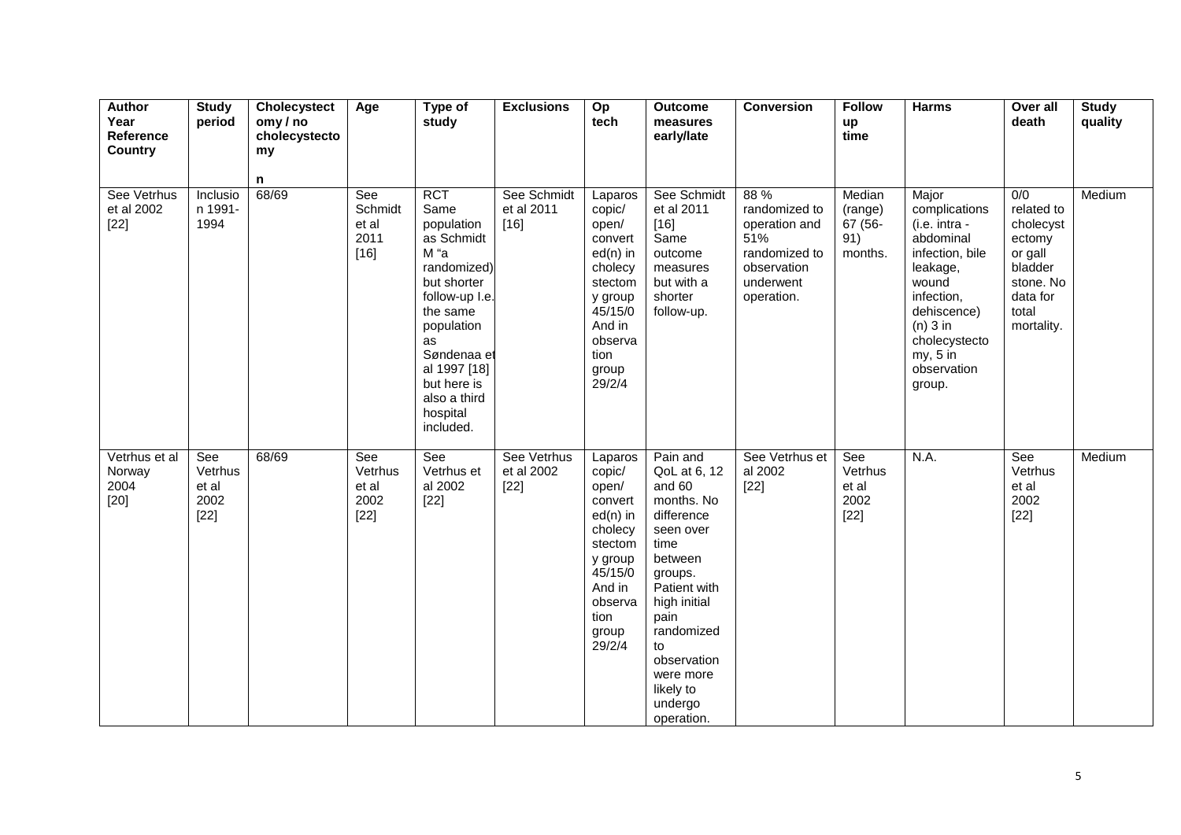| Author Year Reference Country | Study period | Cholecystectomy / no cholecystectomy n | Age | Type of study | Exclusions | Op tech | Outcome measures early/late | Conversion | Follow up time | Harms | Over all death | Study quality |
|---|---|---|---|---|---|---|---|---|---|---|---|---|
| See Vetrhus et al 2002 [22] | Inclusion 1991-1994 | 68/69 | See Schmidt et al 2011 [16] | RCT Same population as Schmidt M "a randomized) but shorter follow-up I.e. the same population as Søndenaa et al 1997 [18] but here is also a third hospital included. | See Schmidt et al 2011 [16] | Laparoscopic/ open/ convert ed(n) in cholecystectomy group 45/15/0 And in observation group 29/2/4 | See Schmidt et al 2011 [16] Same outcome measures but with a shorter follow-up. | 88 % randomized to operation and 51% randomized to observation underwent operation. | Median (range) 67 (56-91) months. | Major complications (i.e. intra - abdominal infection, bile leakage, wound infection, dehiscence) (n) 3 in cholecystectomy, 5 in observation group. | 0/0 related to cholecystectomy or gall bladder stone. No data for total mortality. | Medium |
| Vetrhus et al Norway 2004 [20] | See Vetrhus et al 2002 [22] | 68/69 | See Vetrhus et al 2002 [22] | See Vetrhus et al 2002 [22] | See Vetrhus et al 2002 [22] | Laparoscopic/ open/ convert ed(n) in cholecystectomy group 45/15/0 And in observation group 29/2/4 | Pain and QoL at 6, 12 and 60 months. No difference seen over time between groups. Patient with high initial pain randomized to observation were more likely to undergo operation. | See Vetrhus et al 2002 [22] | See Vetrhus et al 2002 [22] | N.A. | See Vetrhus et al 2002 [22] | Medium |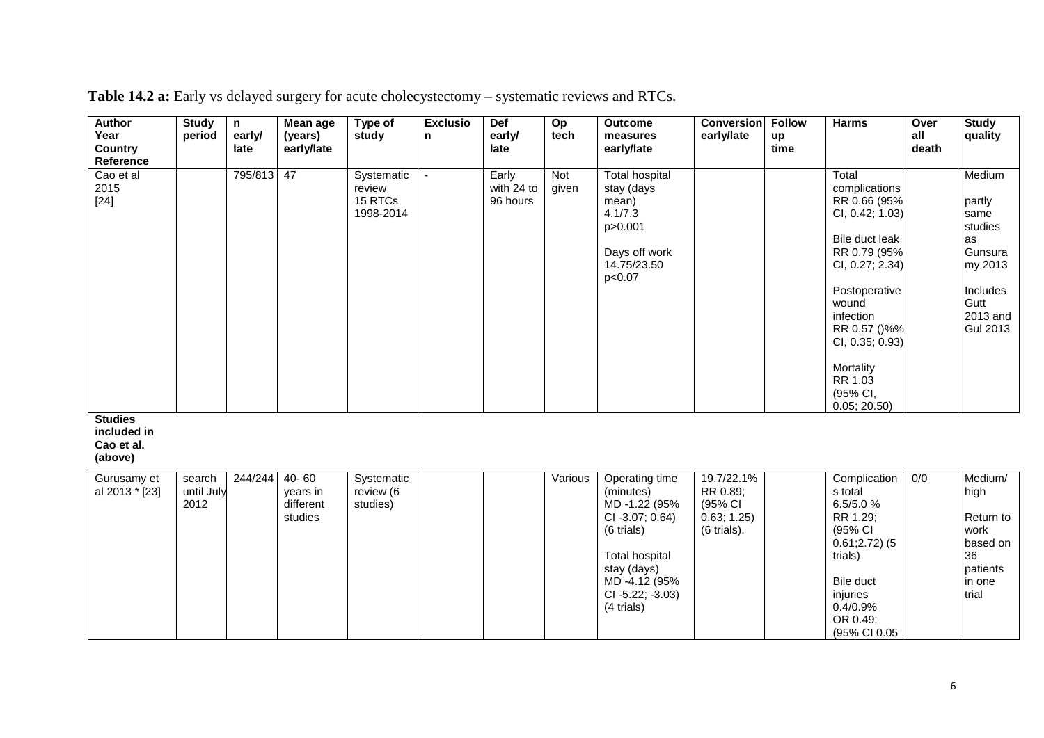**Table 14.2 a:** Early vs delayed surgery for acute cholecystectomy – systematic reviews and RTCs.

| Author Year Country Reference | Study period | n early/ late | Mean age (years) early/late | Type of study | Exclusion | Def early/ late | Op tech | Outcome measures early/late | Conversion early/late | Follow up time | Harms | Over all death | Study quality |
|---|---|---|---|---|---|---|---|---|---|---|---|---|---|
| Cao et al 2015 [24] | | 795/813 | 47 | Systematic review 15 RTCs 1998-2014 | - | Early with 24 to 96 hours | Not given | Total hospital stay (days mean) 4.1/7.3 p>0.001<br><br>Days off work 14.75/23.50 p<0.07 | | | Total complications RR 0.66 (95% CI, 0.42; 1.03)<br><br>Bile duct leak RR 0.79 (95% CI, 0.27; 2.34)<br><br>Postoperative wound infection RR 0.57 ()%% CI, 0.35; 0.93)<br><br>Mortality RR 1.03 (95% CI, 0.05; 20.50) | | Medium<br><br>partly same studies as Gunsuramy 2013<br><br>Includes Gutt 2013 and Gul 2013 |
| **Studies included in Cao et al. (above)** | | | | | | | | | | | | | |
| Gurusamy et al 2013 * [23] | search until July 2012 | 244/244 | 40- 60 years in different studies | Systematic review (6 studies) | | | Various | Operating time (minutes) MD -1.22 (95% CI -3.07; 0.64) (6 trials)<br><br>Total hospital stay (days) MD -4.12 (95% CI -5.22; -3.03) (4 trials) | 19.7/22.1% RR 0.89; (95% CI 0.63; 1.25) (6 trials). | | Complications total 6.5/5.0 % RR 1.29; (95% CI 0.61;2.72) (5 trials)<br><br>Bile duct injuries 0.4/0.9% OR 0.49; (95% CI 0.05 | 0/0 | Medium/ high<br><br>Return to work based on 36 patients in one trial |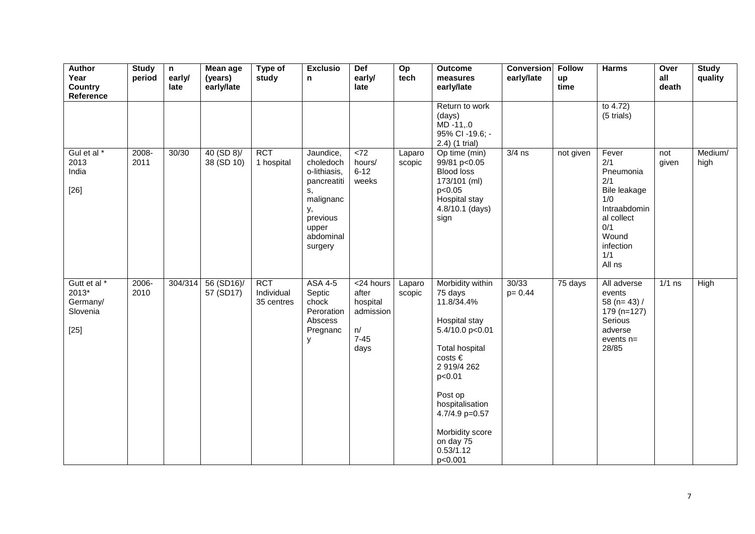| Author Year Country Reference | Study period | n early/ late | Mean age (years) early/late | Type of study | Exclusion | Def early/ late | Op tech | Outcome measures early/late | Conversion early/late | Follow up time | Harms | Over all death | Study quality |
|---|---|---|---|---|---|---|---|---|---|---|---|---|---|
| | | | | | | | | Return to work (days) MD -11,.0 95% CI -19.6; -2.4) (1 trial) | | | to 4.72) (5 trials) | | |
| Gul et al * 2013 India [26] | 2008-2011 | 30/30 | 40 (SD 8)/ 38 (SD 10) | RCT 1 hospital | Jaundice, choledocho-lithiasis, pancreatitis, malignancy, previous upper abdominal surgery | <72 hours/ 6-12 weeks | Laparoscopic | Op time (min) 99/81 $p<0.05$ Blood loss 173/101 (ml) $p<0.05$ Hospital stay 4.8/10.1 (days) sign | 3/4 ns | not given | Fever 2/1 Pneumonia 2/1 Bile leakage 1/0 Intraabdominal collect 0/1 Wound infection 1/1 All ns | not given | Medium/ high |
| Gutt et al * 2013* Germany/ Slovenia [25] | 2006-2010 | 304/314 | 56 (SD16)/ 57 (SD17) | RCT Individual 35 centres | ASA 4-5 Septic chock Peroration Abscess Pregnancy | <24 hours after hospital admission n/ 7-45 days | Laparoscopic | Morbidity within 75 days 11.8/34.4% Hospital stay 5.4/10.0 $p<0.01$ Total hospital costs € 2 919/4 262 $p<0.01$ Post op hospitalisation 4.7/4.9 $p=0.57$ Morbidity score on day 75 0.53/1.12 $p<0.001$ | 30/33 $p= 0.44$ | 75 days | All adverse events 58 (n= 43) / 179 (n=127) Serious adverse events n= 28/85 | 1/1 ns | High |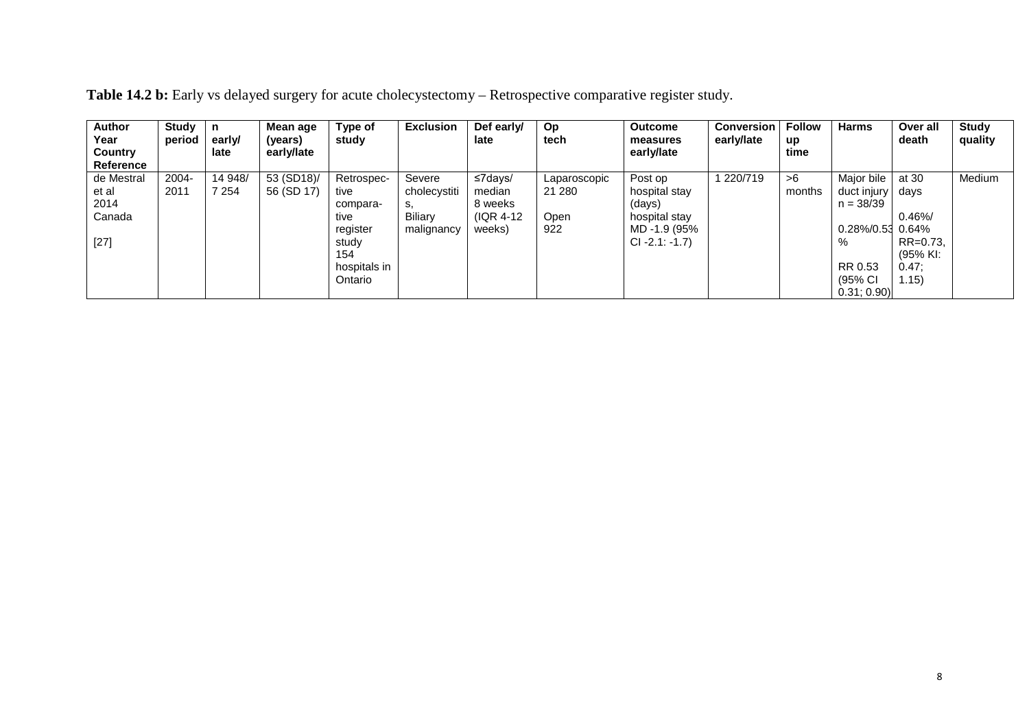**Table 14.2 b:** Early vs delayed surgery for acute cholecystectomy – Retrospective comparative register study.

| Author Year Country Reference | Study period | n early/ late | Mean age (years) early/late | Type of study | Exclusion | Def early/ late | Op tech | Outcome measures early/late | Conversion early/late | Follow up time | Harms | Over all death | Study quality |
|---|---|---|---|---|---|---|---|---|---|---|---|---|---|
| de Mestral et al 2014 Canada [27] | 2004-2011 | 14 948/ 7 254 | 53 (SD18)/ 56 (SD 17) | Retrospective comparative register study 154 hospitals in Ontario | Severe cholecystitis, Biliary malignancy | ≤7days/ median 8 weeks (IQR 4-12 weeks) | Laparoscopic 21 280 Open 922 | Post op hospital stay (days) hospital stay MD -1.9 (95% CI -2.1: -1.7) | 1 220/719 | >6 months | Major bile duct injury n = 38/39 0.28%/0.53% RR 0.53 (95% CI 0.31; 0.90) | at 30 days 0.46%/ 0.64% RR=0.73, (95% KI: 0.47; 1.15) | Medium |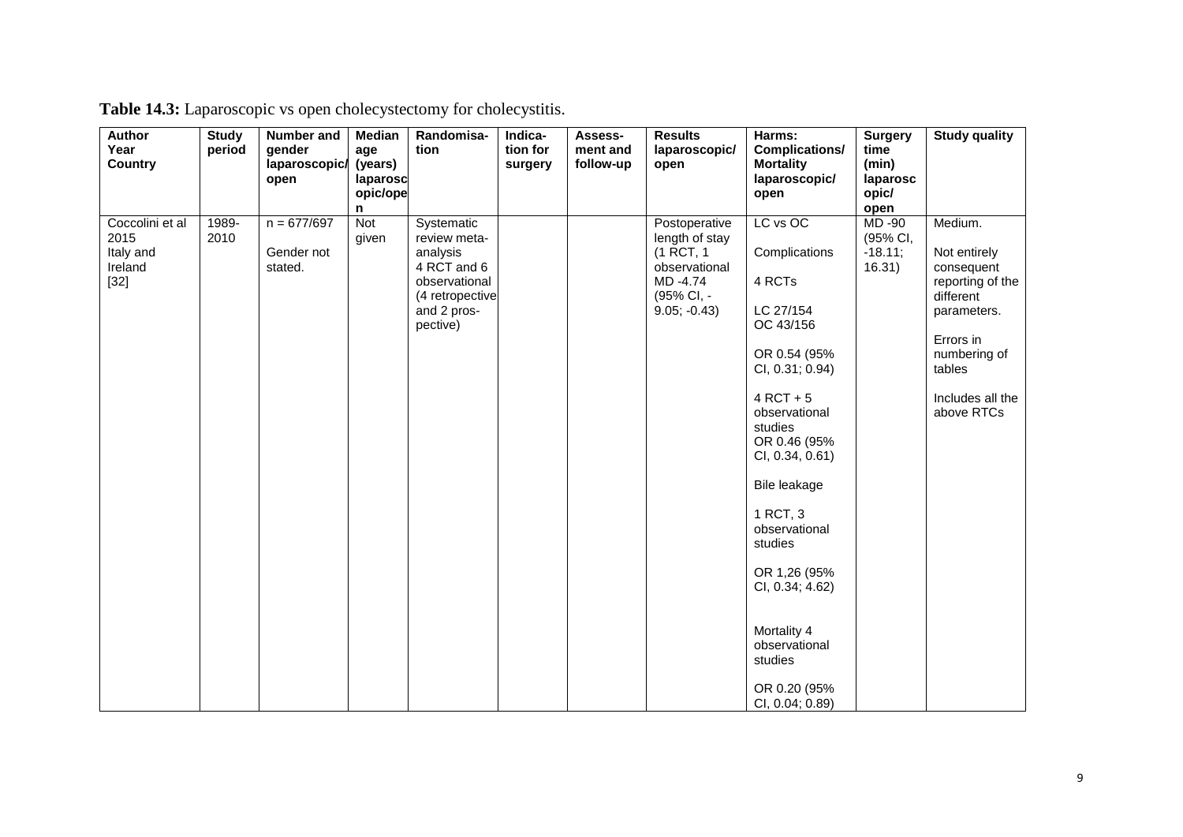**Table 14.3:** Laparoscopic vs open cholecystectomy for cholecystitis.

| Author Year Country | Study period | Number and gender laparoscopic/ open | Median age (years) laparoscopic/open | Randomisation | Indication for surgery | Assessment and follow-up | Results laparoscopic/ open | Harms: Complications/ Mortality laparoscopic/ open | Surgery time (min) laparoscopic/ open | Study quality |
|---|---|---|---|---|---|---|---|---|---|---|
| Coccolini et al 2015 Italy and Ireland [32] | 1989-2010 | n = 677/697<br><br>Gender not stated. | Not given | Systematic review meta-analysis 4 RCT and 6 observational (4 retrospective and 2 prospective) | | | Postoperative length of stay (1 RCT, 1 observational MD -4.74 (95% CI, -9.05; -0.43) | LC vs OC<br><br>Complications<br><br>4 RCTs<br><br>LC 27/154<br>OC 43/156<br><br>OR 0.54 (95% CI, 0.31; 0.94)<br><br>4 RCT + 5 observational studies<br>OR 0.46 (95% CI, 0.34, 0.61)<br><br>Bile leakage<br><br>1 RCT, 3 observational studies<br><br>OR 1,26 (95% CI, 0.34; 4.62)<br><br>Mortality 4 observational studies<br><br>OR 0.20 (95% CI, 0.04; 0.89) | MD -90 (95% CI, -18.11; 16.31) | Medium.<br><br>Not entirely consequent reporting of the different parameters.<br><br>Errors in numbering of tables<br><br>Includes all the above RTCs |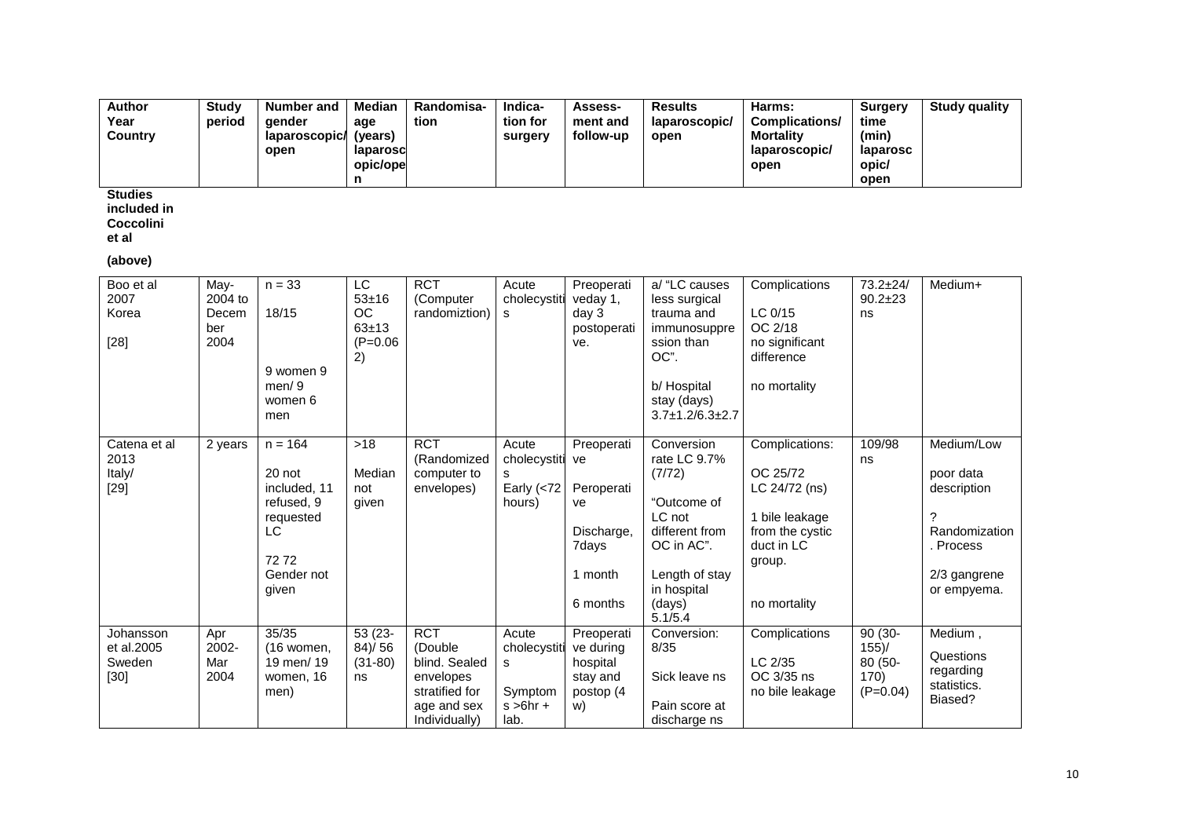| Author Year Country | Study period | Number and gender laparoscopic/ open | Median age (years) laparoscopic/open | Randomisa-tion | Indica-tion for surgery | Assess-ment and follow-up | Results laparoscopic/ open | Harms: Complications/ Mortality laparoscopic/ open | Surgery time (min) laparoscopic/ open | Study quality |
|---|---|---|---|---|---|---|---|---|---|---|
| **Studies included in Coccolini et al (above)** | | | | | | | | | | |
| Boo et al 2007 Korea [28] | May-2004 to December 2004 | n = 33<br>18/15<br>9 women 9 men/ 9 women 6 men | LC 53±16 OC 63±13 (P=0.062) | RCT (Computer randomiztion) | Acute cholecystitis | Preoperative day 1, day 3 postoperative. | a/ "LC causes less surgical trauma and immunosuppression than OC".<br>b/ Hospital stay (days) 3.7±1.2/6.3±2.7 | Complications<br>LC 0/15<br>OC 2/18<br>no significant difference<br>no mortality | 73.2±24/ 90.2±23 ns | Medium+ |
| Catena et al 2013 Italy/ [29] | 2 years | n = 164<br>20 not included, 11 refused, 9 requested LC<br>72 72<br>Gender not given | >18<br>Median not given | RCT (Randomized computer to envelopes) | Acute cholecystitis<br>Early (<72 hours) | Preoperative<br>Peroperative<br>Discharge, 7days<br>1 month<br>6 months | Conversion rate LC 9.7% (7/72)<br>"Outcome of LC not different from OC in AC".<br>Length of stay in hospital (days) 5.1/5.4 | Complications:<br>OC 25/72<br>LC 24/72 (ns)<br>1 bile leakage from the cystic duct in LC group.<br>no mortality | 109/98 ns | Medium/Low<br>poor data description<br>? Randomization. Process<br>2/3 gangrene or empyema. |
| Johansson et al.2005 Sweden [30] | Apr 2002-Mar 2004 | 35/35 (16 women, 19 men/ 19 women, 16 men) | 53 (23-84)/ 56 (31-80) ns | RCT (Double blind. Sealed envelopes stratified for age and sex Individually) | Acute cholecystitis<br>Symptoms >6hr + lab. | Preoperative during hospital stay and postop (4 w) | Conversion: 8/35<br>Sick leave ns<br>Pain score at discharge ns | Complications<br>LC 2/35<br>OC 3/35 ns<br>no bile leakage | 90 (30-155)/ 80 (50-170) (P=0.04) | Medium ,<br>Questions regarding statistics. Biased? |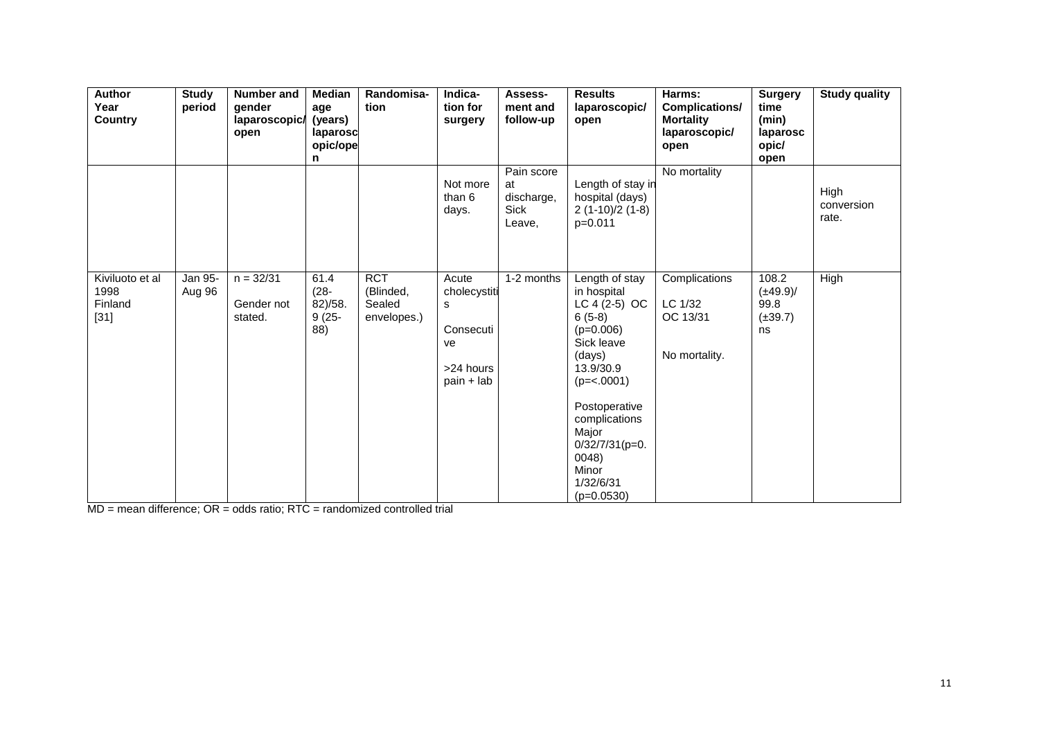| Author Year Country | Study period | Number and gender laparoscopic/ open | Median age (years) laparoscopic/open | Randomisation | Indication for surgery | Assessment and follow-up | Results laparoscopic/ open | Harms: Complications/ Mortality laparoscopic/ open | Surgery time (min) laparoscopic/ open | Study quality |
|---|---|---|---|---|---|---|---|---|---|---|
| | | | | | Not more than 6 days. | Pain score at discharge, Sick Leave, | Length of stay in hospital (days) 2 (1-10)/2 (1-8) p=0.011 | No mortality | | High conversion rate. |
| Kiviluoto et al 1998 Finland [31] | Jan 95-Aug 96 | n = 32/31<br><br>Gender not stated. | 61.4 (28-82)/58.9 (25-88) | RCT (Blinded, Sealed envelopes.) | Acute cholecystitis<br><br>Consecutive<br><br>>24 hours pain + lab | 1-2 months | Length of stay in hospital LC 4 (2-5) OC 6 (5-8) (p=0.006)<br>Sick leave (days) 13.9/30.9 (p=<.0001)<br><br>Postoperative complications Major 0/32/7/31(p=0.0048)<br>Minor 1/32/6/31 (p=0.0530) | Complications<br><br>LC 1/32<br>OC 13/31<br><br>No mortality. | 108.2 (±49.9)/ 99.8 (±39.7) ns | High |

MD = mean difference; OR = odds ratio; RTC = randomized controlled trial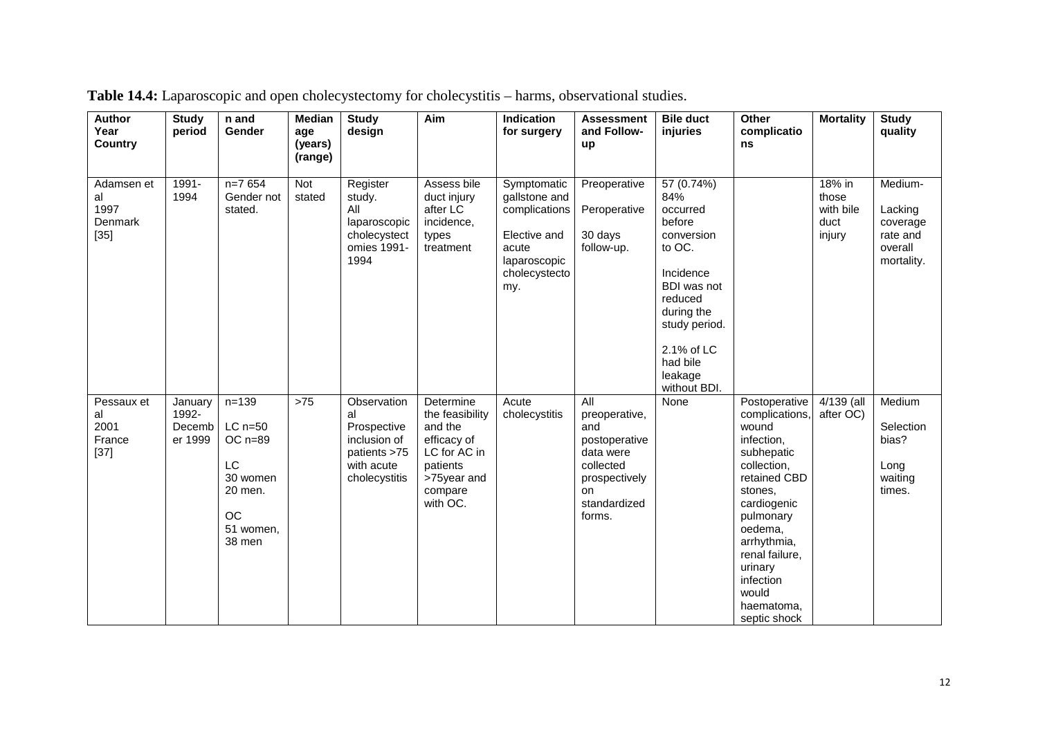**Table 14.4:** Laparoscopic and open cholecystectomy for cholecystitis – harms, observational studies.

| Author Year Country | Study period | n and Gender | Median age (years) (range) | Study design | Aim | Indication for surgery | Assessment and Follow-up | Bile duct injuries | Other complications | Mortality | Study quality |
|---|---|---|---|---|---|---|---|---|---|---|---|
| Adamsen et al 1997 Denmark [35] | 1991-1994 | n=7 654 Gender not stated. | Not stated | Register study. All laparoscopic cholecystectomies 1991-1994 | Assess bile duct injury after LC incidence, types treatment | Symptomatic gallstone and complications Elective and acute laparoscopic cholecystectomy. | Preoperative Peroperative 30 days follow-up. | 57 (0.74%) 84% occurred before conversion to OC. Incidence BDI was not reduced during the study period. 2.1% of LC had bile leakage without BDI. | | 18% in those with bile duct injury | Medium- Lacking coverage rate and overall mortality. |
| Pessaux et al 2001 France [37] | January 1992-December 1999 | n=139 LC n=50 OC n=89 LC 30 women 20 men. OC 51 women, 38 men | >75 | Observational Prospective inclusion of patients >75 with acute cholecystitis | Determine the feasibility and the efficacy of LC for AC in patients >75year and compare with OC. | Acute cholecystitis | All preoperative, and postoperative data were collected prospectively on standardized forms. | None | Postoperative complications, wound infection, subhepatic collection, retained CBD stones, cardiogenic pulmonary oedema, arrhythmia, renal failure, urinary infection would haematoma, septic shock | 4/139 (all after OC) | Medium Selection bias? Long waiting times. |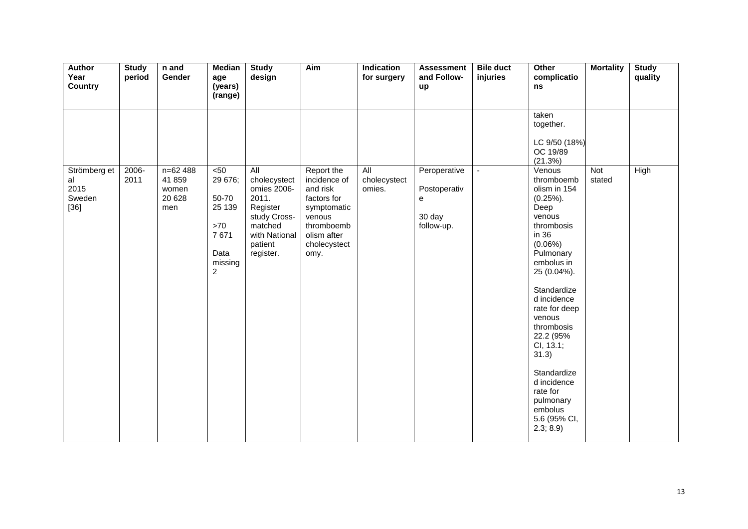| Author Year Country | Study period | n and Gender | Median age (years) (range) | Study design | Aim | Indication for surgery | Assessment and Follow-up | Bile duct injuries | Other complications | Mortality | Study quality |
|---|---|---|---|---|---|---|---|---|---|---|---|
| | | | | | | | | | taken together.<br><br>LC 9/50 (18%)<br>OC 19/89 (21.3%) | | |
| Strömberg et al 2015 Sweden [36] | 2006-2011 | n=62 488<br>41 859 women<br>20 628 men | <50<br>29 676;<br><br>50-70<br>25 139<br><br>>70<br>7 671<br><br>Data missing 2 | All cholecystectomies 2006-2011. Register study Cross-matched with National patient register. | Report the incidence of and risk factors for symptomatic venous thromboembolism after cholecystectomy. | All cholecystectomies. | Peroperative<br><br>Postoperative<br><br>30 day follow-up. | - | Venous thromboembolism in 154 (0.25%). Deep venous thrombosis in 36 (0.06%) Pulmonary embolus in 25 (0.04%).<br><br>Standardized incidence rate for deep venous thrombosis 22.2 (95% CI, 13.1; 31.3)<br><br>Standardized incidence rate for pulmonary embolus 5.6 (95% CI, 2.3; 8.9) | Not stated | High |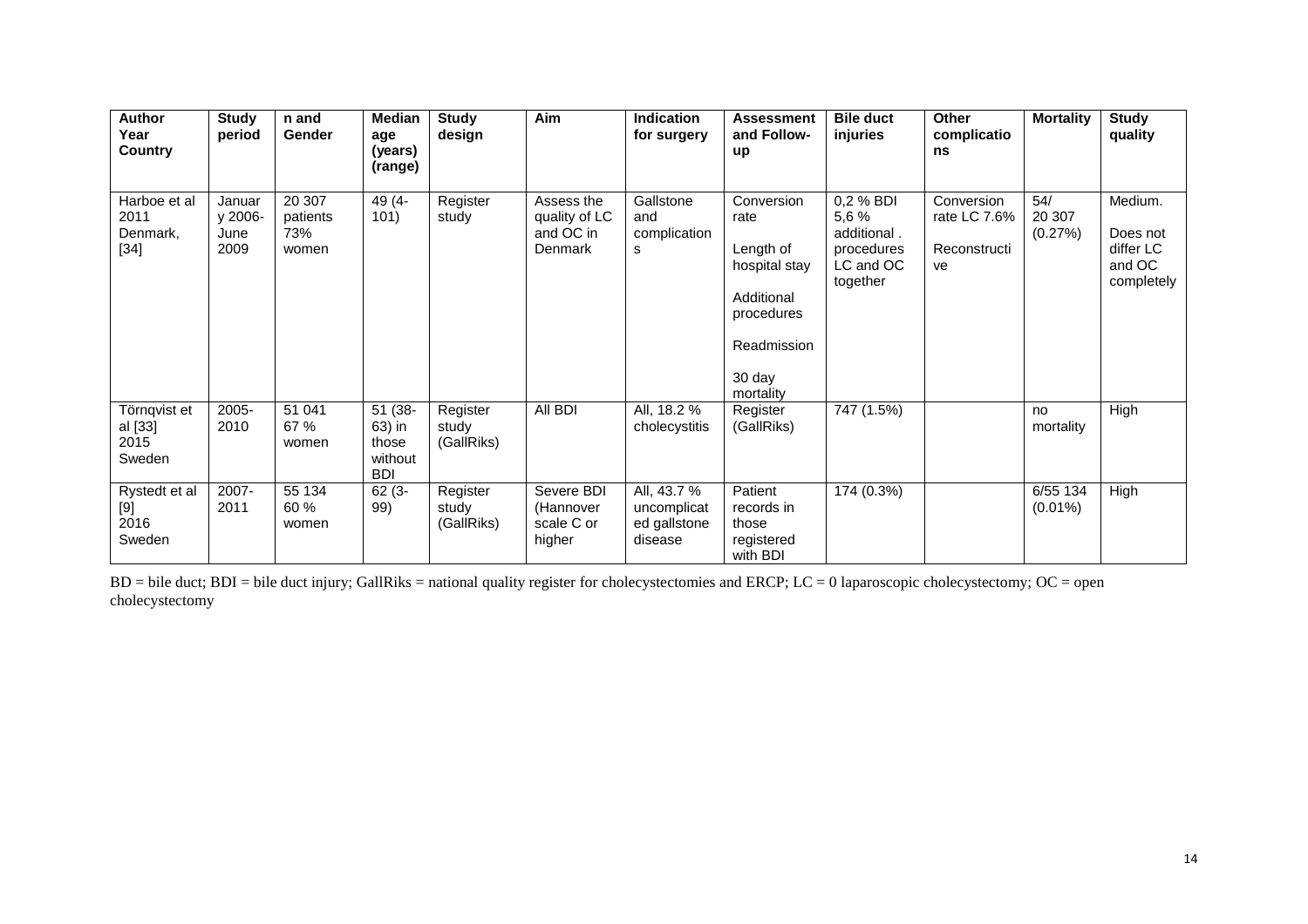| Author Year Country | Study period | n and Gender | Median age (years) (range) | Study design | Aim | Indication for surgery | Assessment and Follow-up | Bile duct injuries | Other complications | Mortality | Study quality |
|---|---|---|---|---|---|---|---|---|---|---|---|
| Harboe et al 2011 Denmark, [34] | January 2006-June 2009 | 20 307 patients 73% women | 49 (4-101) | Register study | Assess the quality of LC and OC in Denmark | Gallstone and complications | Conversion rate<br><br>Length of hospital stay<br><br>Additional procedures<br><br>Readmission<br><br>30 day mortality | 0,2 % BDI 5,6 % additional . procedures LC and OC together | Conversion rate LC 7.6%<br><br>Reconstructive | 54/ 20 307 (0.27%) | Medium.<br><br>Does not differ LC and OC completely |
| Törnqvist et al [33] 2015 Sweden | 2005-2010 | 51 041 67 % women | 51 (38-63) in those without BDI | Register study (GallRiks) | All BDI | All, 18.2 % cholecystitis | Register (GallRiks) | 747 (1.5%) | | no mortality | High |
| Rystedt et al [9] 2016 Sweden | 2007-2011 | 55 134 60 % women | 62 (3-99) | Register study (GallRiks) | Severe BDI (Hannover scale C or higher | All, 43.7 % uncomplicated gallstone disease | Patient records in those registered with BDI | 174 (0.3%) | | 6/55 134 (0.01%) | High |

BD = bile duct; BDI = bile duct injury; GallRiks = national quality register for cholecystectomies and ERCP; LC = 0 laparoscopic cholecystectomy; OC = open cholecystectomy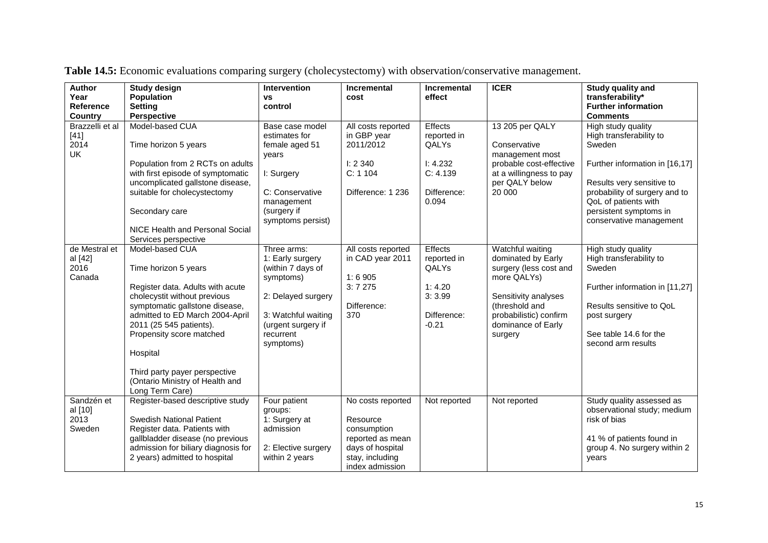**Table 14.5:** Economic evaluations comparing surgery (cholecystectomy) with observation/conservative management.

| Author<br>Year<br>Reference<br>Country | Study design<br>Population<br>Setting<br>Perspective | Intervention<br>vs<br>control | Incremental<br>cost | Incremental<br>effect | ICER | Study quality and<br>transferability*<br>Further information<br>Comments |
|---|---|---|---|---|---|---|
| Brazzelli et al [41]<br>2014<br>UK | Model-based CUA<br><br>Time horizon 5 years<br><br>Population from 2 RCTs on adults with first episode of symptomatic uncomplicated gallstone disease, suitable for cholecystectomy<br><br>Secondary care<br><br>NICE Health and Personal Social Services perspective | Base case model estimates for female aged 51 years<br><br>I: Surgery<br><br>C: Conservative management (surgery if symptoms persist) | All costs reported in GBP year 2011/2012<br><br>I: 2 340<br>C: 1 104<br><br>Difference: 1 236 | Effects reported in QALYs<br><br>I: 4.232<br>C: 4.139<br><br>Difference: 0.094 | 13 205 per QALY<br><br>Conservative management most probable cost-effective at a willingness to pay per QALY below 20 000 | High study quality<br>High transferability to Sweden<br><br>Further information in [16,17]<br><br>Results very sensitive to probability of surgery and to QoL of patients with persistent symptoms in conservative management |
| de Mestral et al [42]<br>2016<br>Canada | Model-based CUA<br><br>Time horizon 5 years<br><br>Register data. Adults with acute cholecystit without previous symptomatic gallstone disease, admitted to ED March 2004-April 2011 (25 545 patients). Propensity score matched<br><br>Hospital<br><br>Third party payer perspective (Ontario Ministry of Health and Long Term Care) | Three arms:<br>1: Early surgery (within 7 days of symptoms)<br><br>2: Delayed surgery<br><br>3: Watchful waiting (urgent surgery if recurrent symptoms) | All costs reported in CAD year 2011<br><br>1: 6 905<br>3: 7 275<br><br>Difference: 370 | Effects reported in QALYs<br><br>1: 4.20<br>3: 3.99<br><br>Difference: -0.21 | Watchful waiting dominated by Early surgery (less cost and more QALYs)<br><br>Sensitivity analyses (threshold and probabilistic) confirm dominance of Early surgery | High study quality<br>High transferability to Sweden<br><br>Further information in [11,27]<br><br>Results sensitive to QoL post surgery<br><br>See table 14.6 for the second arm results |
| Sandzén et al [10]<br>2013<br>Sweden | Register-based descriptive study<br><br>Swedish National Patient Register data. Patients with gallbladder disease (no previous admission for biliary diagnosis for 2 years) admitted to hospital | Four patient groups:<br>1: Surgery at admission<br><br>2: Elective surgery within 2 years | No costs reported<br><br>Resource consumption reported as mean days of hospital stay, including index admission | Not reported | Not reported | Study quality assessed as observational study; medium risk of bias<br><br>41 % of patients found in group 4. No surgery within 2 years |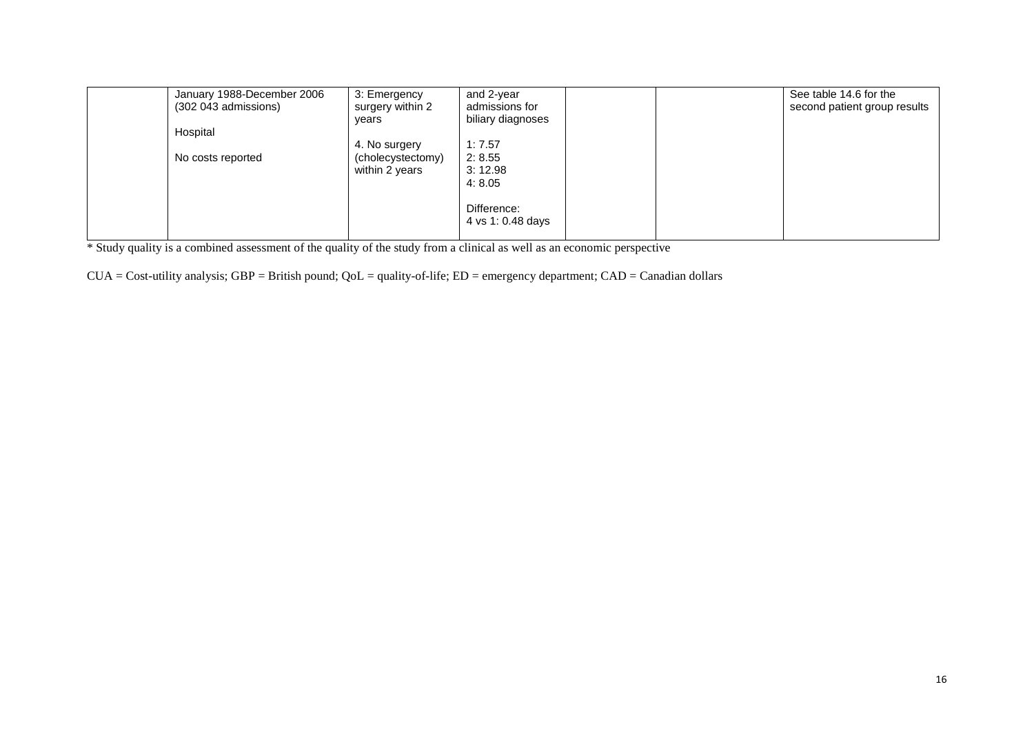|  |  |  |  |  |  |  |
|---|---|---|---|---|---|---|
|  | January 1988-December 2006 (302 043 admissions)<br><br>Hospital<br><br>No costs reported | 3: Emergency surgery within 2 years<br><br>4. No surgery (cholecystectomy) within 2 years | and 2-year admissions for biliary diagnoses<br><br>1: 7.57<br>2: 8.55<br>3: 12.98<br>4: 8.05<br><br>Difference:<br>4 vs 1: 0.48 days |  |  | See table 14.6 for the second patient group results |

* Study quality is a combined assessment of the quality of the study from a clinical as well as an economic perspective

CUA = Cost-utility analysis; GBP = British pound; QoL = quality-of-life; ED = emergency department; CAD = Canadian dollars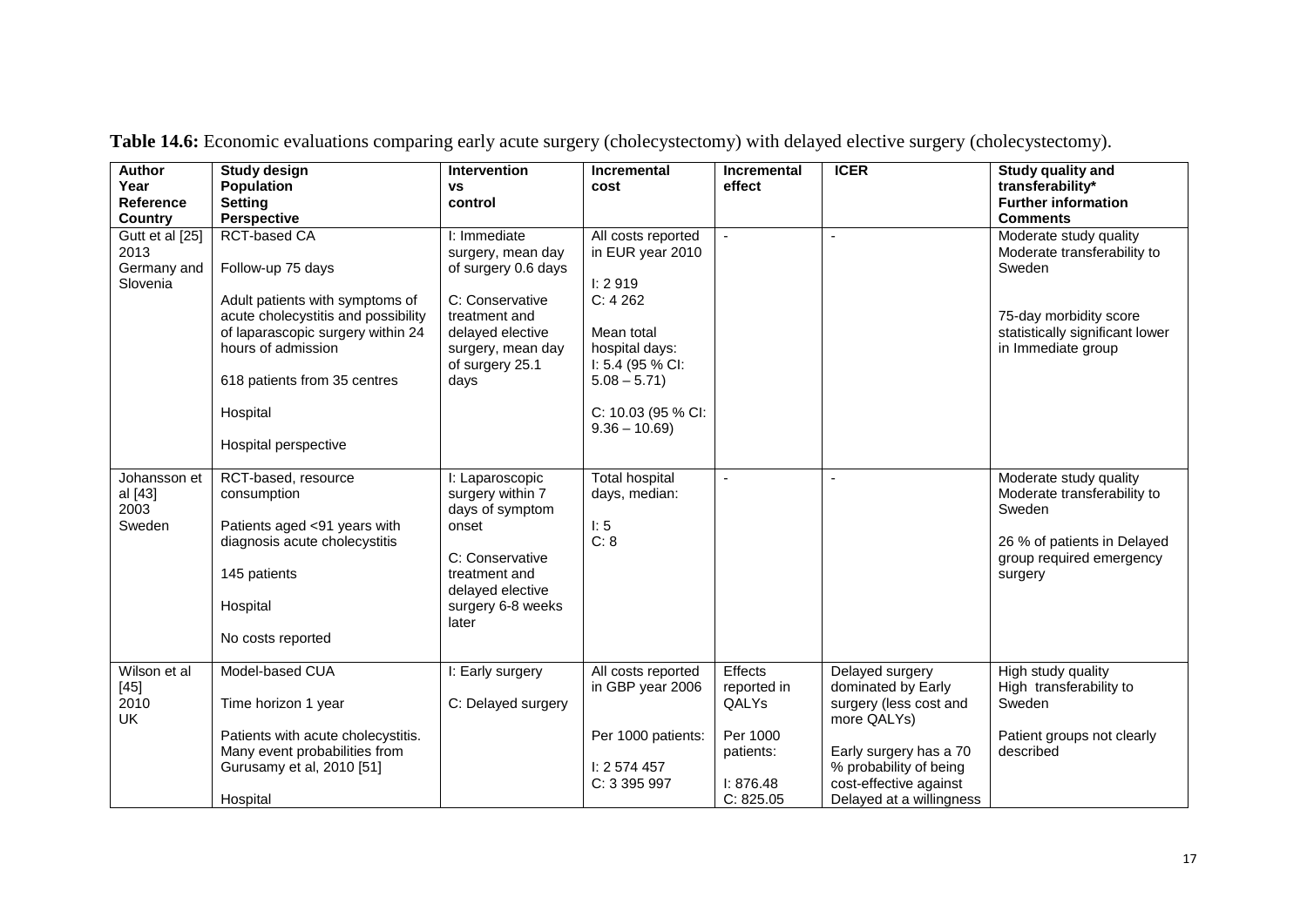**Table 14.6:** Economic evaluations comparing early acute surgery (cholecystectomy) with delayed elective surgery (cholecystectomy).

| Author<br>Year<br>Reference<br>Country | Study design<br>Population<br>Setting<br>Perspective | Intervention<br>vs<br>control | Incremental cost | Incremental effect | ICER | Study quality and transferability*<br>Further information<br>Comments |
|---|---|---|---|---|---|---|
| Gutt et al [25]<br>2013<br>Germany and Slovenia | RCT-based CA<br><br>Follow-up 75 days<br><br>Adult patients with symptoms of acute cholecystitis and possibility of laparascopic surgery within 24 hours of admission<br><br>618 patients from 35 centres<br><br>Hospital<br><br>Hospital perspective | I: Immediate surgery, mean day of surgery 0.6 days<br><br>C: Conservative treatment and delayed elective surgery, mean day of surgery 25.1 days | All costs reported in EUR year 2010<br><br>I: 2 919<br>C: 4 262<br><br>Mean total hospital days:<br>I: 5.4 (95 % CI: 5.08 – 5.71)<br><br>C: 10.03 (95 % CI: 9.36 – 10.69) | - | - | Moderate study quality<br>Moderate transferability to Sweden<br><br>75-day morbidity score statistically significant lower in Immediate group |
| Johansson et al [43]<br>2003<br>Sweden | RCT-based, resource consumption<br><br>Patients aged <91 years with diagnosis acute cholecystitis<br><br>145 patients<br><br>Hospital<br><br>No costs reported | I: Laparoscopic surgery within 7 days of symptom onset<br><br>C: Conservative treatment and delayed elective surgery 6-8 weeks later | Total hospital days, median:<br><br>I: 5<br>C: 8 | - | - | Moderate study quality<br>Moderate transferability to Sweden<br><br>26 % of patients in Delayed group required emergency surgery |
| Wilson et al [45]<br>2010<br>UK | Model-based CUA<br><br>Time horizon 1 year<br><br>Patients with acute cholecystitis. Many event probabilities from Gurusamy et al, 2010 [51]<br><br>Hospital | I: Early surgery<br><br>C: Delayed surgery | All costs reported in GBP year 2006<br><br>Per 1000 patients:<br><br>I: 2 574 457<br>C: 3 395 997 | Effects reported in QALYs<br><br>Per 1000 patients:<br><br>I: 876.48<br>C: 825.05 | Delayed surgery dominated by Early surgery (less cost and more QALYs)<br><br>Early surgery has a 70 % probability of being cost-effective against Delayed at a willingness | High study quality<br>High transferability to Sweden<br><br>Patient groups not clearly described |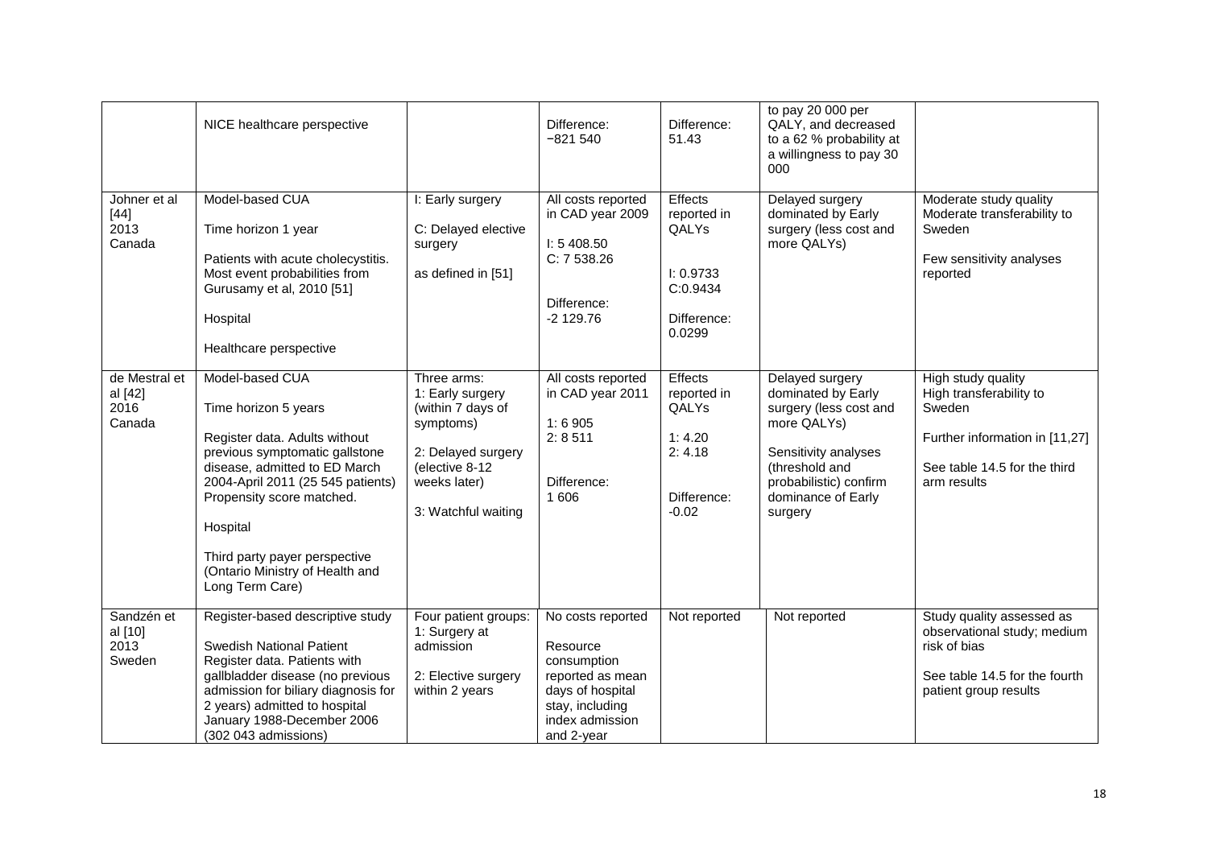| | | | | | | |
|---|---|---|---|---|---|---|
| | NICE healthcare perspective | | Difference: −821 540 | Difference: 51.43 | to pay 20 000 per QALY, and decreased to a 62 % probability at a willingness to pay 30 000 | |
| Johner et al [44] 2013 Canada | Model-based CUA<br><br>Time horizon 1 year<br><br>Patients with acute cholecystitis. Most event probabilities from Gurusamy et al, 2010 [51]<br><br>Hospital<br><br>Healthcare perspective | I: Early surgery<br><br>C: Delayed elective surgery<br><br>as defined in [51] | All costs reported in CAD year 2009<br><br>I: 5 408.50<br>C: 7 538.26<br><br>Difference: -2 129.76 | Effects reported in QALYs<br><br>I: 0.9733<br>C:0.9434<br><br>Difference: 0.0299 | Delayed surgery dominated by Early surgery (less cost and more QALYs) | Moderate study quality<br>Moderate transferability to Sweden<br><br>Few sensitivity analyses reported |
| de Mestral et al [42] 2016 Canada | Model-based CUA<br><br>Time horizon 5 years<br><br>Register data. Adults without previous symptomatic gallstone disease, admitted to ED March 2004-April 2011 (25 545 patients) Propensity score matched.<br><br>Hospital<br><br>Third party payer perspective (Ontario Ministry of Health and Long Term Care) | Three arms:<br>1: Early surgery (within 7 days of symptoms)<br><br>2: Delayed surgery (elective 8-12 weeks later)<br><br>3: Watchful waiting | All costs reported in CAD year 2011<br><br>1: 6 905<br>2: 8 511<br><br>Difference: 1 606 | Effects reported in QALYs<br><br>1: 4.20<br>2: 4.18<br><br>Difference: -0.02 | Delayed surgery dominated by Early surgery (less cost and more QALYs)<br><br>Sensitivity analyses (threshold and probabilistic) confirm dominance of Early surgery | High study quality<br>High transferability to Sweden<br><br>Further information in [11,27]<br><br>See table 14.5 for the third arm results |
| Sandzén et al [10] 2013 Sweden | Register-based descriptive study<br><br>Swedish National Patient Register data. Patients with gallbladder disease (no previous admission for biliary diagnosis for 2 years) admitted to hospital January 1988-December 2006 (302 043 admissions) | Four patient groups:<br>1: Surgery at admission<br><br>2: Elective surgery within 2 years | No costs reported<br><br>Resource consumption reported as mean days of hospital stay, including index admission and 2-year | Not reported | Not reported | Study quality assessed as observational study; medium risk of bias<br><br>See table 14.5 for the fourth patient group results |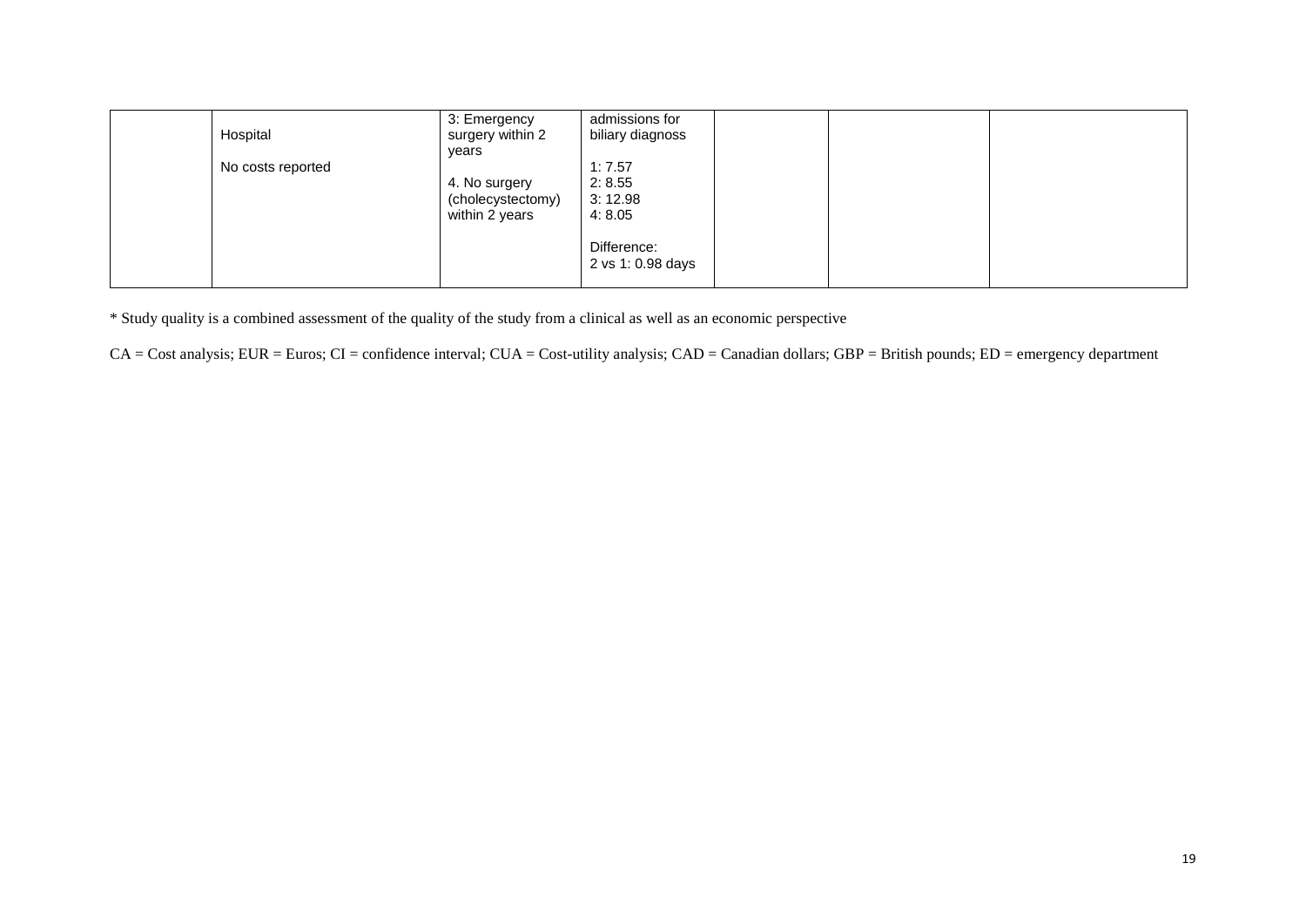| | | | | | | |
|---|---|---|---|---|---|---|
| | Hospital<br><br>No costs reported | 3: Emergency surgery within 2 years<br><br>4. No surgery (cholecystectomy) within 2 years | admissions for biliary diagnoss<br><br>1: 7.57<br>2: 8.55<br>3: 12.98<br>4: 8.05<br><br>Difference:<br>2 vs 1: 0.98 days | | | |

* Study quality is a combined assessment of the quality of the study from a clinical as well as an economic perspective

CA = Cost analysis; EUR = Euros; CI = confidence interval; CUA = Cost-utility analysis; CAD = Canadian dollars; GBP = British pounds; ED = emergency department